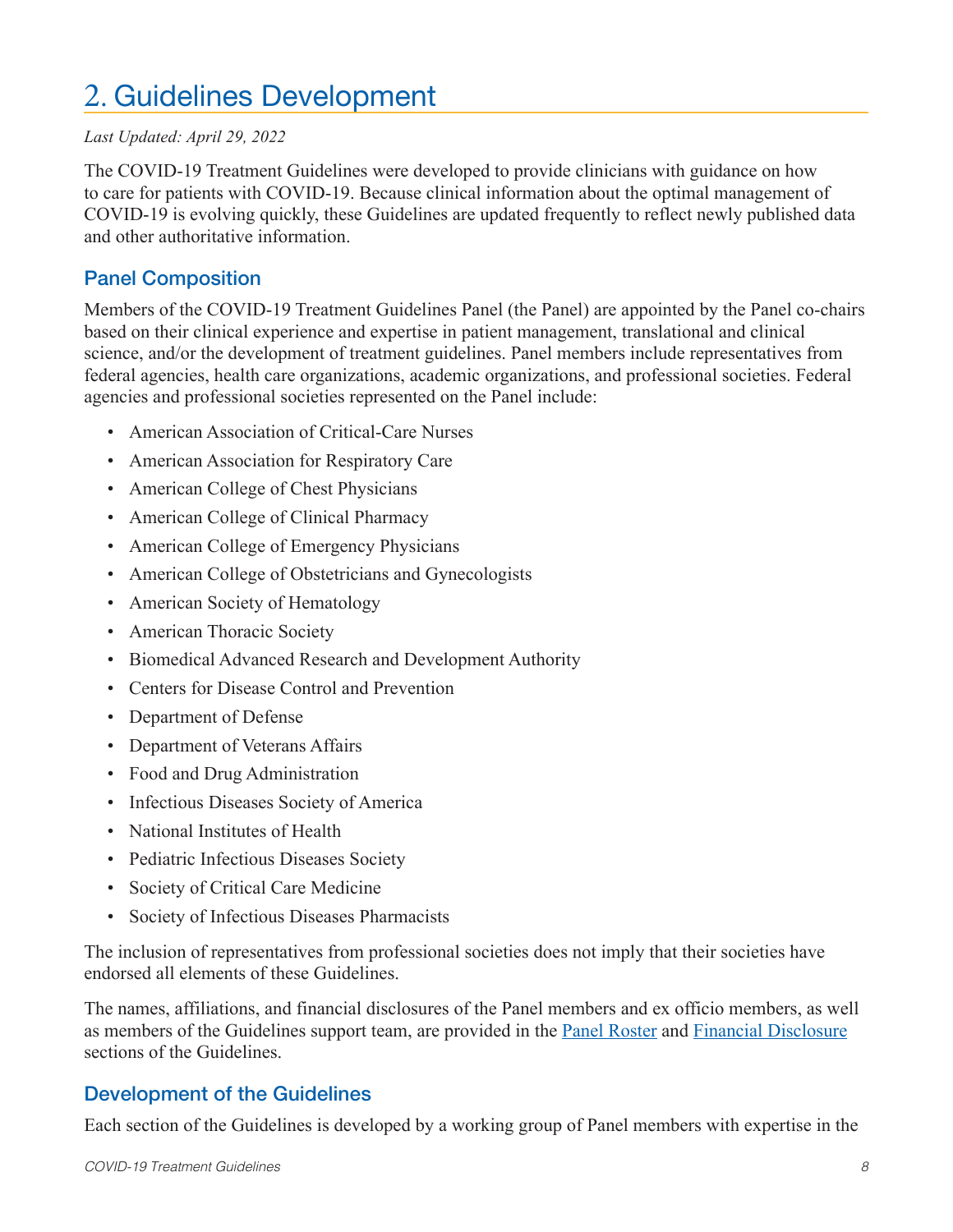# 2. Guidelines Development

*Last Updated: April 29, 2022*

The COVID-19 Treatment Guidelines were developed to provide clinicians with guidance on how to care for patients with COVID-19. Because clinical information about the optimal management of COVID-19 is evolving quickly, these Guidelines are updated frequently to reflect newly published data and other authoritative information.

## Panel Composition

Members of the COVID-19 Treatment Guidelines Panel (the Panel) are appointed by the Panel co-chairs based on their clinical experience and expertise in patient management, translational and clinical science, and/or the development of treatment guidelines. Panel members include representatives from federal agencies, health care organizations, academic organizations, and professional societies. Federal agencies and professional societies represented on the Panel include:

- American Association of Critical-Care Nurses
- American Association for Respiratory Care
- American College of Chest Physicians
- American College of Clinical Pharmacy
- American College of Emergency Physicians
- American College of Obstetricians and Gynecologists
- American Society of Hematology
- American Thoracic Society
- Biomedical Advanced Research and Development Authority
- Centers for Disease Control and Prevention
- Department of Defense
- Department of Veterans Affairs
- Food and Drug Administration
- Infectious Diseases Society of America
- National Institutes of Health
- Pediatric Infectious Diseases Society
- Society of Critical Care Medicine
- Society of Infectious Diseases Pharmacists

The inclusion of representatives from professional societies does not imply that their societies have endorsed all elements of these Guidelines.

The names, affiliations, and financial disclosures of the Panel members and ex officio members, as well as members of the Guidelines support team, are provided in the Panel Roster and Financial Disclosure sections of the Guidelines.

## Development of the Guidelines

Each section of the Guidelines is developed by a working group of Panel members with expertise in the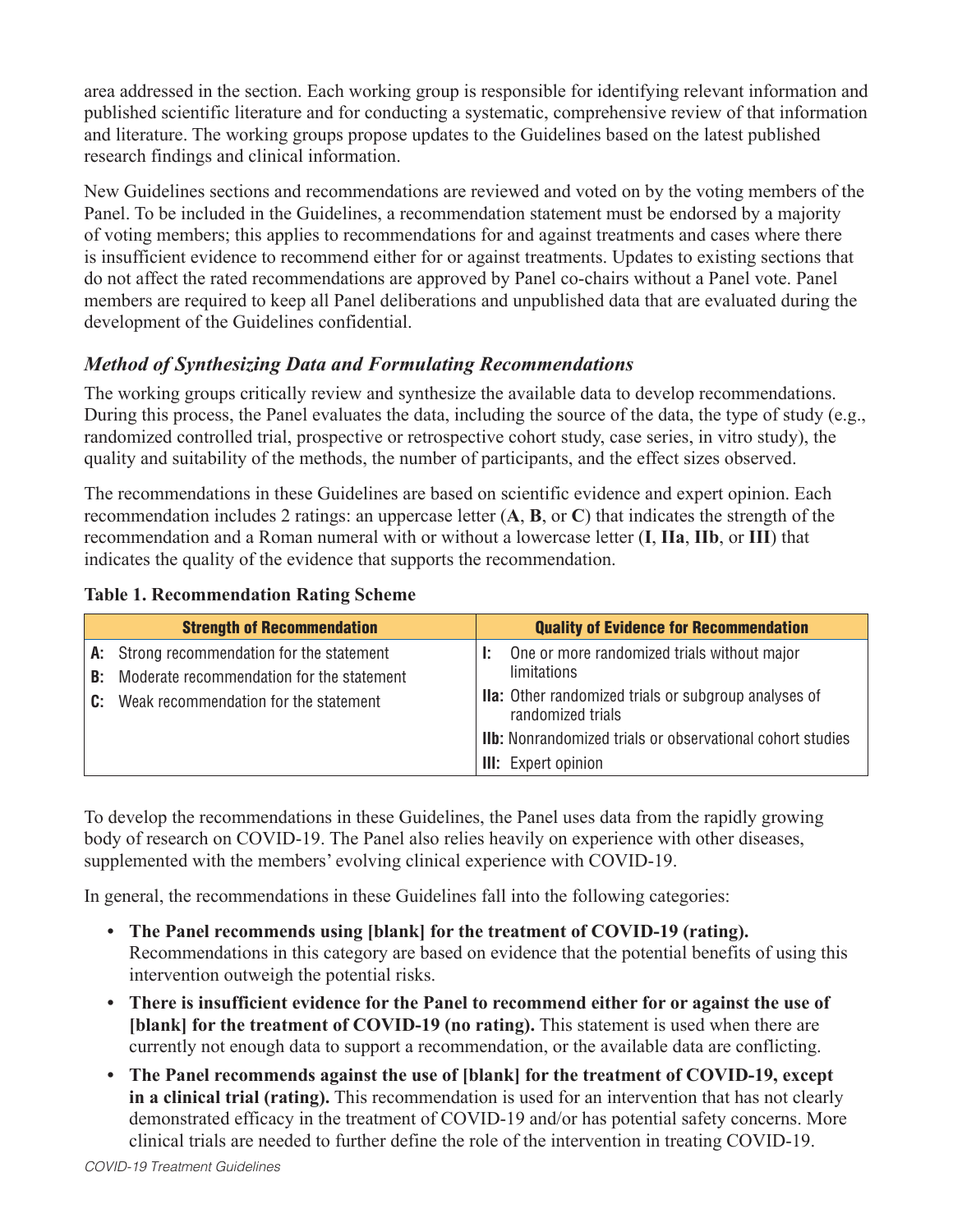area addressed in the section. Each working group is responsible for identifying relevant information and published scientific literature and for conducting a systematic, comprehensive review of that information and literature. The working groups propose updates to the Guidelines based on the latest published research findings and clinical information.

New Guidelines sections and recommendations are reviewed and voted on by the voting members of the Panel. To be included in the Guidelines, a recommendation statement must be endorsed by a majority of voting members; this applies to recommendations for and against treatments and cases where there is insufficient evidence to recommend either for or against treatments. Updates to existing sections that do not affect the rated recommendations are approved by Panel co-chairs without a Panel vote. Panel members are required to keep all Panel deliberations and unpublished data that are evaluated during the development of the Guidelines confidential.

### *Method of Synthesizing Data and Formulating Recommendations*

The working groups critically review and synthesize the available data to develop recommendations. During this process, the Panel evaluates the data, including the source of the data, the type of study (e.g., randomized controlled trial, prospective or retrospective cohort study, case series, in vitro study), the quality and suitability of the methods, the number of participants, and the effect sizes observed.

The recommendations in these Guidelines are based on scientific evidence and expert opinion. Each recommendation includes 2 ratings: an uppercase letter (**A**, **B**, or **C**) that indicates the strength of the recommendation and a Roman numeral with or without a lowercase letter (**I**, **IIa**, **IIb**, or **III**) that indicates the quality of the evidence that supports the recommendation.

**Table 1. Recommendation Rating Scheme**

| Strength of Recommendation | Quality of Evidence for Recommendation |
|---|---|
| **A:** Strong recommendation for the statement | **I:** One or more randomized trials without major limitations |
| **B:** Moderate recommendation for the statement | **IIa:** Other randomized trials or subgroup analyses of randomized trials |
| **C:** Weak recommendation for the statement | **IIb:** Nonrandomized trials or observational cohort studies |
| | **III:** Expert opinion |

To develop the recommendations in these Guidelines, the Panel uses data from the rapidly growing body of research on COVID-19. The Panel also relies heavily on experience with other diseases, supplemented with the members' evolving clinical experience with COVID-19.

In general, the recommendations in these Guidelines fall into the following categories:

- **The Panel recommends using [blank] for the treatment of COVID-19 (rating).** Recommendations in this category are based on evidence that the potential benefits of using this intervention outweigh the potential risks.
- **There is insufficient evidence for the Panel to recommend either for or against the use of [blank] for the treatment of COVID-19 (no rating).** This statement is used when there are currently not enough data to support a recommendation, or the available data are conflicting.
- **The Panel recommends against the use of [blank] for the treatment of COVID-19, except in a clinical trial (rating).** This recommendation is used for an intervention that has not clearly demonstrated efficacy in the treatment of COVID-19 and/or has potential safety concerns. More clinical trials are needed to further define the role of the intervention in treating COVID-19.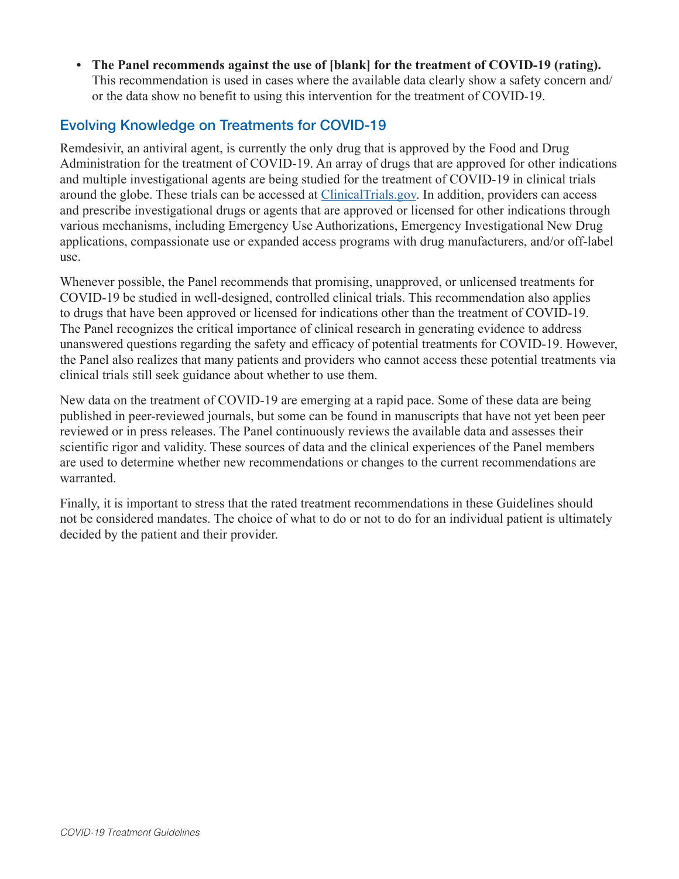- **The Panel recommends against the use of [blank] for the treatment of COVID-19 (rating).** This recommendation is used in cases where the available data clearly show a safety concern and/or the data show no benefit to using this intervention for the treatment of COVID-19.

## Evolving Knowledge on Treatments for COVID-19

Remdesivir, an antiviral agent, is currently the only drug that is approved by the Food and Drug Administration for the treatment of COVID-19. An array of drugs that are approved for other indications and multiple investigational agents are being studied for the treatment of COVID-19 in clinical trials around the globe. These trials can be accessed at ClinicalTrials.gov. In addition, providers can access and prescribe investigational drugs or agents that are approved or licensed for other indications through various mechanisms, including Emergency Use Authorizations, Emergency Investigational New Drug applications, compassionate use or expanded access programs with drug manufacturers, and/or off-label use.

Whenever possible, the Panel recommends that promising, unapproved, or unlicensed treatments for COVID-19 be studied in well-designed, controlled clinical trials. This recommendation also applies to drugs that have been approved or licensed for indications other than the treatment of COVID-19. The Panel recognizes the critical importance of clinical research in generating evidence to address unanswered questions regarding the safety and efficacy of potential treatments for COVID-19. However, the Panel also realizes that many patients and providers who cannot access these potential treatments via clinical trials still seek guidance about whether to use them.

New data on the treatment of COVID-19 are emerging at a rapid pace. Some of these data are being published in peer-reviewed journals, but some can be found in manuscripts that have not yet been peer reviewed or in press releases. The Panel continuously reviews the available data and assesses their scientific rigor and validity. These sources of data and the clinical experiences of the Panel members are used to determine whether new recommendations or changes to the current recommendations are warranted.

Finally, it is important to stress that the rated treatment recommendations in these Guidelines should not be considered mandates. The choice of what to do or not to do for an individual patient is ultimately decided by the patient and their provider.